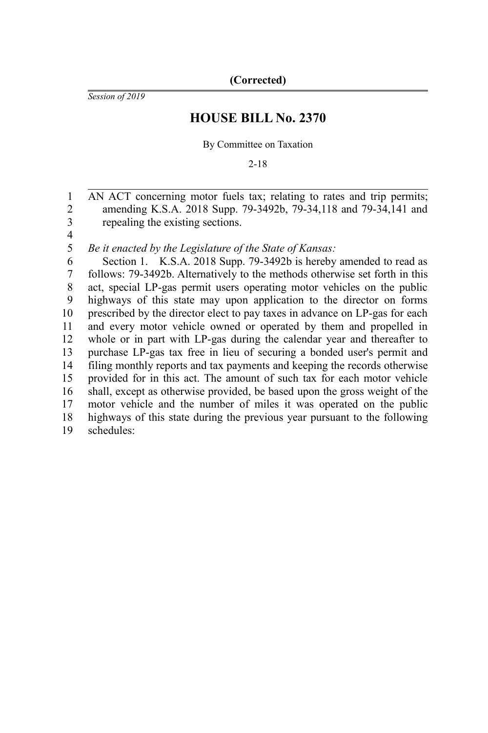**(Corrected)**

*Session of 2019*

# HOUSE BILL No. 2370

By Committee on Taxation

2-18

AN ACT concerning motor fuels tax; relating to rates and trip permits; amending K.S.A. 2018 Supp. 79-3492b, 79-34,118 and 79-34,141 and repealing the existing sections.

*Be it enacted by the Legislature of the State of Kansas:*

Section 1. K.S.A. 2018 Supp. 79-3492b is hereby amended to read as follows: 79-3492b. Alternatively to the methods otherwise set forth in this act, special LP-gas permit users operating motor vehicles on the public highways of this state may upon application to the director on forms prescribed by the director elect to pay taxes in advance on LP-gas for each and every motor vehicle owned or operated by them and propelled in whole or in part with LP-gas during the calendar year and thereafter to purchase LP-gas tax free in lieu of securing a bonded user's permit and filing monthly reports and tax payments and keeping the records otherwise provided for in this act. The amount of such tax for each motor vehicle shall, except as otherwise provided, be based upon the gross weight of the motor vehicle and the number of miles it was operated on the public highways of this state during the previous year pursuant to the following schedules: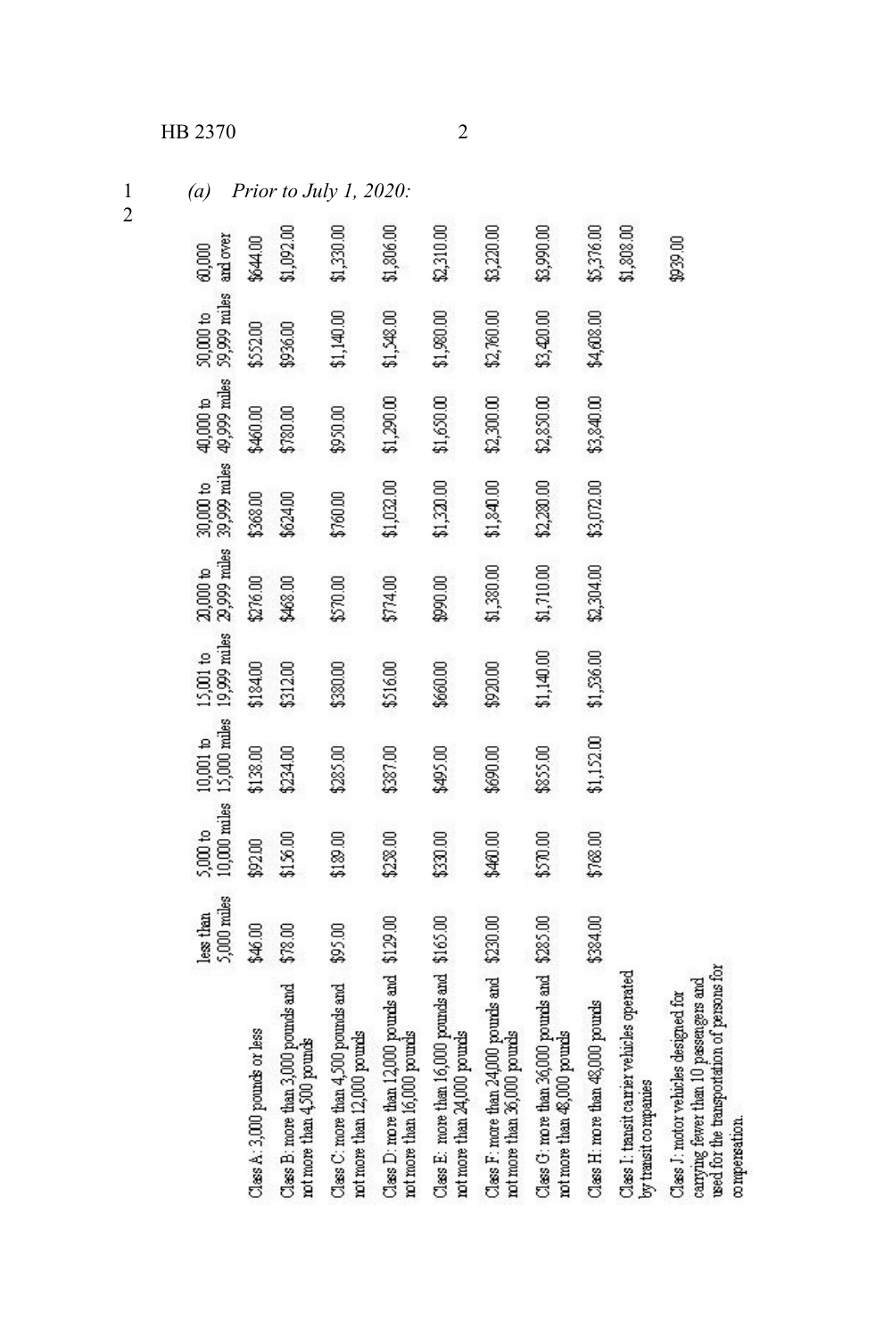*(a) Prior to July 1, 2020:*

| | less than 5,000 miles | 5,000 to 10,000 miles | 10,001 to 15,000 miles | 15,001 to 19,999 miles | 20,000 to 29,999 miles | 30,000 to 39,999 miles | 40,000 to 49,999 miles | 50,000 to 59,999 miles | 60,000 and over |
|---|---|---|---|---|---|---|---|---|---|
| Class A: 3,000 pounds or less | $46.00 | $92.00 | $138.00 | $184.00 | $276.00 | $368.00 | $460.00 | $552.00 | $644.00 |
| Class B: more than 3,000 pounds and not more than 4,500 pounds | $78.00 | $156.00 | $234.00 | $312.00 | $468.00 | $624.00 | $780.00 | $936.00 | $1,092.00 |
| Class C: more than 4,500 pounds and not more than 12,000 pounds | $95.00 | $189.00 | $285.00 | $380.00 | $570.00 | $760.00 | $950.00 | $1,140.00 | $1,330.00 |
| Class D: more than 12,000 pounds and not more than 16,000 pounds | $129.00 | $258.00 | $387.00 | $516.00 | $774.00 | $1,032.00 | $1,290.00 | $1,548.00 | $1,806.00 |
| Class E: more than 16,000 pounds and not more than 24,000 pounds | $165.00 | $330.00 | $495.00 | $660.00 | $990.00 | $1,320.00 | $1,650.00 | $1,980.00 | $2,310.00 |
| Class F: more than 24,000 pounds and not more than 36,000 pounds | $230.00 | $460.00 | $690.00 | $920.00 | $1,380.00 | $1,840.00 | $2,300.00 | $2,760.00 | $3,220.00 |
| Class G: more than 36,000 pounds and not more than 48,000 pounds | $285.00 | $570.00 | $855.00 | $1,140.00 | $1,710.00 | $2,280.00 | $2,850.00 | $3,420.00 | $3,990.00 |
| Class H: more than 48,000 pounds | $384.00 | $768.00 | $1,152.00 | $1,536.00 | $2,304.00 | $3,072.00 | $3,840.00 | $4,608.00 | $5,376.00 |
| Class I: transit carrier vehicles operated by transit companies | | | | | | | | | $1,808.00 |
| Class J: motor vehicles designed for carrying fewer than 10 passengers and used for the transportation of persons for compensation. | | | | | | | | | $939.00 |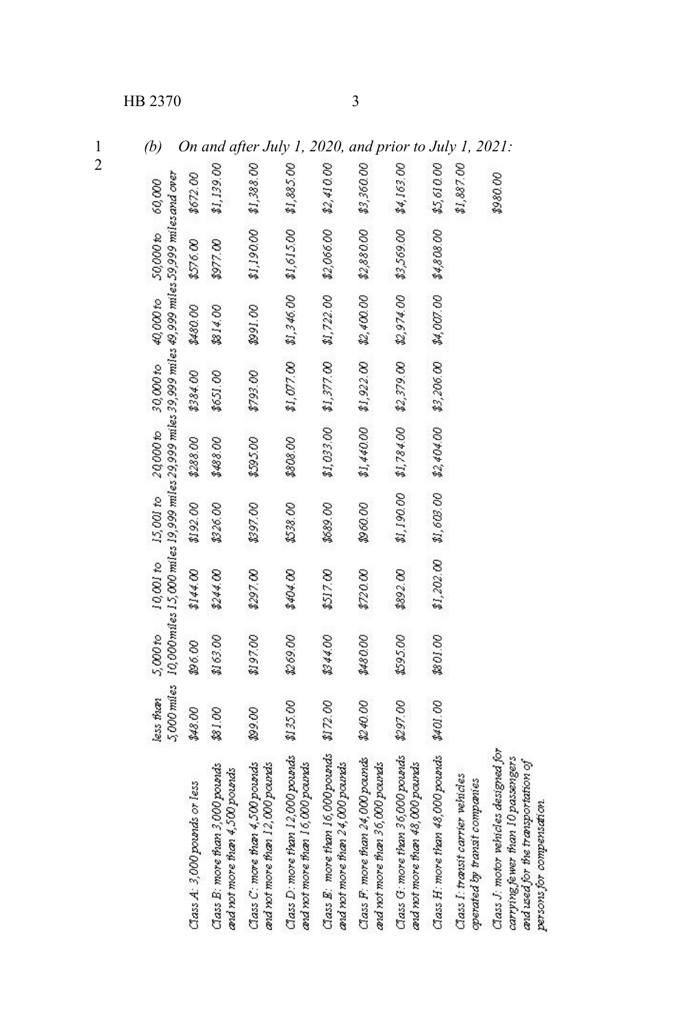*(b) On and after July 1, 2020, and prior to July 1, 2021:*

| | less than 5,000 miles | 5,000 to 10,000 miles | 10,001 to 15,000 miles | 15,001 to 19,999 miles | 20,000 to 29,999 miles | 30,000 to 39,999 miles | 40,000 to 49,999 miles | 50,000 to 59,999 miles | 60,000 miles and over |
|---|---|---|---|---|---|---|---|---|---|
| Class A: 3,000 pounds or less | $48.00 | $96.00 | $144.00 | $192.00 | $288.00 | $384.00 | $480.00 | $576.00 | $672.00 |
| Class B: more than 3,000 pounds and not more than 4,500 pounds | $81.00 | $163.00 | $244.00 | $326.00 | $488.00 | $651.00 | $814.00 | $977.00 | $1,139.00 |
| Class C: more than 4,500 pounds and not more than 12,000 pounds | $99.00 | $197.00 | $297.00 | $397.00 | $595.00 | $793.00 | $991.00 | $1,190.00 | $1,388.00 |
| Class D: more than 12,000 pounds and not more than 16,000 pounds | $135.00 | $269.00 | $404.00 | $538.00 | $808.00 | $1,077.00 | $1,346.00 | $1,615.00 | $1,885.00 |
| Class E: more than 16,000 pounds and not more than 24,000 pounds | $172.00 | $344.00 | $517.00 | $689.00 | $1,033.00 | $1,377.00 | $1,722.00 | $2,066.00 | $2,410.00 |
| Class F: more than 24,000 pounds and not more than 36,000 pounds | $240.00 | $480.00 | $720.00 | $960.00 | $1,440.00 | $1,922.00 | $2,400.00 | $2,880.00 | $3,360.00 |
| Class G: more than 36,000 pounds and not more than 48,000 pounds | $297.00 | $595.00 | $892.00 | $1,190.00 | $1,784.00 | $2,379.00 | $2,974.00 | $3,569.00 | $4,163.00 |
| Class H: more than 48,000 pounds | $401.00 | $801.00 | $1,202.00 | $1,603.00 | $2,404.00 | $3,206.00 | $4,007.00 | $4,808.00 | $5,610.00 |
| Class I: transit carrier vehicles operated by transit companies | | | | | | | | | $1,887.00 |
| Class J: motor vehicles designed for carrying fewer than 10 passengers and used for the transportation of persons for compensation. | | | | | | | | | $980.00 |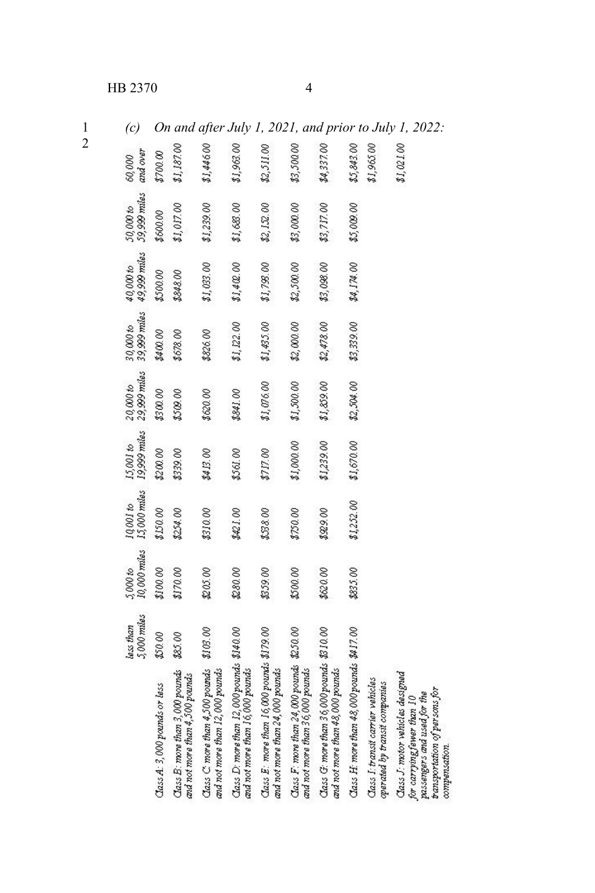*(c) On and after July 1, 2021, and prior to July 1, 2022:*

| | *less than 5,000 miles* | *5,000 to 10,000 miles* | *10,001 to 15,000 miles* | *15,001 to 19,999 miles* | *20,000 to 29,999 miles* | *30,000 to 39,999 miles* | *40,000 to 49,999 miles* | *50,000 to 59,999 miles* | *60,000 and over* |
|---|---|---|---|---|---|---|---|---|---|
| *Class A: 3,000 pounds or less* | *$50.00* | *$100.00* | *$150.00* | *$200.00* | *$300.00* | *$400.00* | *$500.00* | *$600.00* | *$700.00* |
| *Class B: more than 3,000 pounds and not more than 4,500 pounds* | *$85.00* | *$170.00* | *$254.00* | *$339.00* | *$509.00* | *$678.00* | *$848.00* | *$1,017.00* | *$1,187.00* |
| *Class C: more than 4,500 pounds and not more than 12,000 pounds* | *$103.00* | *$205.00* | *$310.00* | *$413.00* | *$620.00* | *$826.00* | *$1,033.00* | *$1,239.00* | *$1,446.00* |
| *Class D: more than 12,000 pounds and not more than 16,000 pounds* | *$140.00* | *$280.00* | *$421.00* | *$561.00* | *$841.00* | *$1,122.00* | *$1,402.00* | *$1,683.00* | *$1,963.00* |
| *Class E: more than 16,000 pounds and not more than 24,000 pounds* | *$179.00* | *$359.00* | *$538.00* | *$717.00* | *$1,076.00* | *$1,435.00* | *$1,793.00* | *$2,152.00* | *$2,511.00* |
| *Class F: more than 24,000 pounds and not more than 36,000 pounds* | *$250.00* | *$500.00* | *$750.00* | *$1,000.00* | *$1,500.00* | *$2,000.00* | *$2,500.00* | *$3,000.00* | *$3,500.00* |
| *Class G: more than 36,000 pounds and not more than 48,000 pounds* | *$310.00* | *$620.00* | *$929.00* | *$1,239.00* | *$1,859.00* | *$2,478.00* | *$3,098.00* | *$3,717.00* | *$4,337.00* |
| *Class H: more than 48,000 pounds* | *$417.00* | *$835.00* | *$1,252.00* | *$1,670.00* | *$2,504.00* | *$3,339.00* | *$4,174.00* | *$5,009.00* | *$5,843.00* |
| *Class I: transit carrier vehicles operated by transit companies* | | | | | | | | | *$1,965.00* |
| *Class J: motor vehicles designed for carrying fewer than 10 passengers and used for the transportation of persons for compensation.* | | | | | | | | | *$1,021.00* |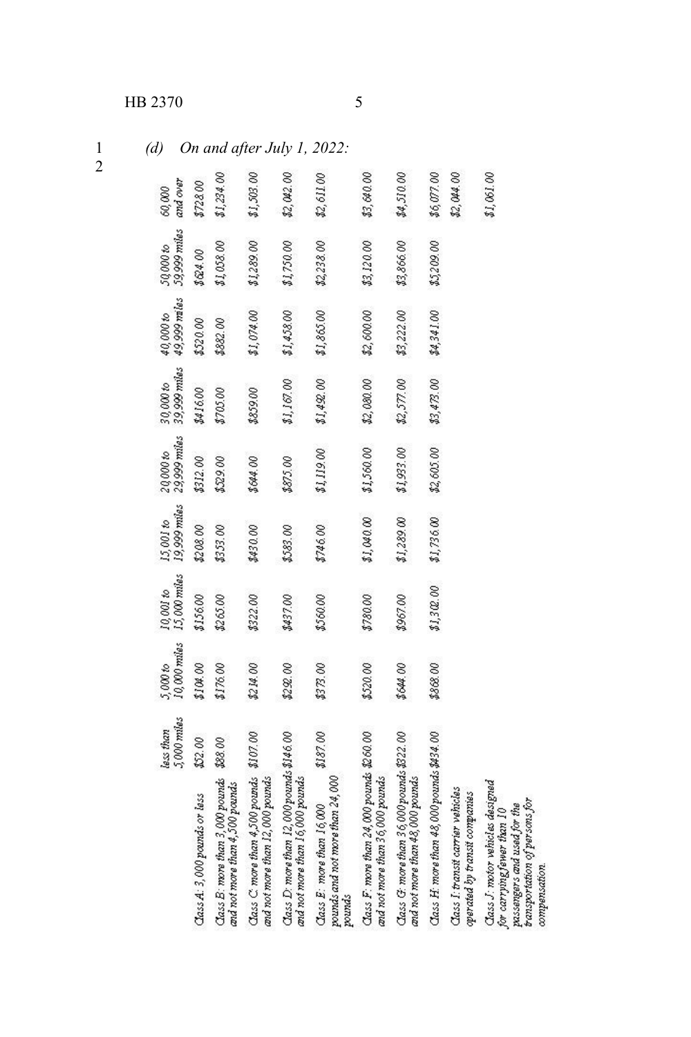*(d) On and after July 1, 2022:*

| | less than 5,000 miles | 5,000 to 10,000 miles | 10,001 to 15,000 miles | 15,001 to 19,999 miles | 20,000 to 29,999 miles | 30,000 to 39,999 miles | 40,000 to 49,999 miles | 50,000 to 59,999 miles | 60,000 and over |
|---|---|---|---|---|---|---|---|---|---|
| Class A: 3,000 pounds or less | $52.00 | $104.00 | $156.00 | $208.00 | $312.00 | $416.00 | $520.00 | $624.00 | $728.00 |
| Class B: more than 3,000 pounds and not more than 4,500 pounds | $88.00 | $176.00 | $265.00 | $353.00 | $529.00 | $705.00 | $882.00 | $1,058.00 | $1,234.00 |
| Class C: more than 4,500 pounds and not more than 12,000 pounds | $107.00 | $214.00 | $322.00 | $430.00 | $644.00 | $859.00 | $1,074.00 | $1,289.00 | $1,503.00 |
| Class D: more than 12,000 pounds and not more than 16,000 pounds | $146.00 | $292.00 | $437.00 | $583.00 | $875.00 | $1,167.00 | $1,458.00 | $1,750.00 | $2,042.00 |
| Class E: more than 16,000 pounds and not more than 24,000 pounds | $187.00 | $373.00 | $560.00 | $746.00 | $1,119.00 | $1,492.00 | $1,865.00 | $2,238.00 | $2,611.00 |
| Class F: more than 24,000 pounds and not more than 36,000 pounds | $260.00 | $520.00 | $780.00 | $1,040.00 | $1,560.00 | $2,080.00 | $2,600.00 | $3,120.00 | $3,640.00 |
| Class G: more than 36,000 pounds and not more than 48,000 pounds | $322.00 | $644.00 | $967.00 | $1,289.00 | $1,933.00 | $2,577.00 | $3,222.00 | $3,866.00 | $4,510.00 |
| Class H: more than 48,000 pounds | $434.00 | $868.00 | $1,302.00 | $1,736.00 | $2,605.00 | $3,473.00 | $4,341.00 | $5,209.00 | $6,077.00 |
| Class I: transit carrier vehicles operated by transit companies | | | | | | | | | $2,044.00 |
| Class J: motor vehicles designed for carrying fewer than 10 passengers and used for the transportation of persons for compensation. | | | | | | | | | $1,061.00 |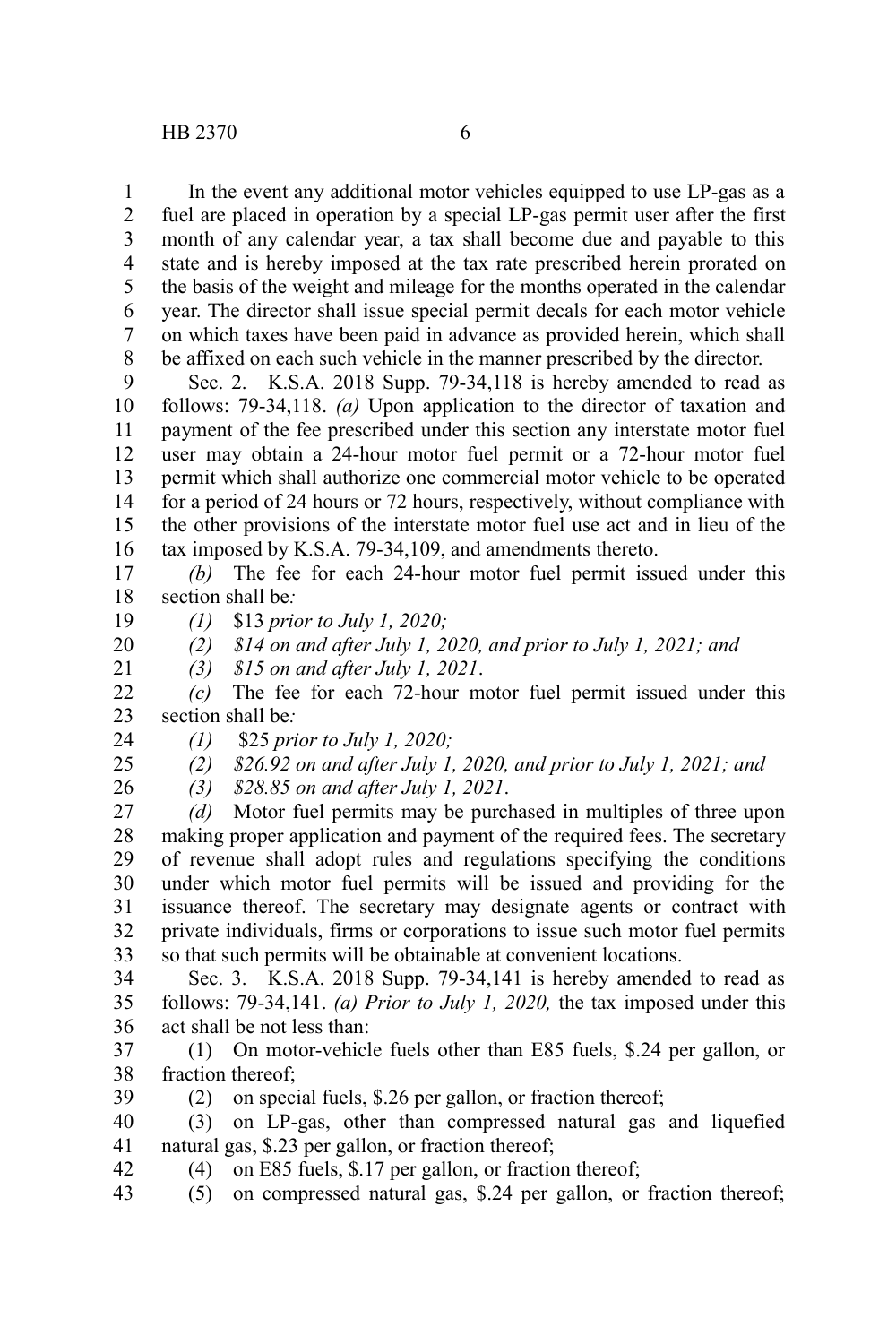In the event any additional motor vehicles equipped to use LP-gas as a fuel are placed in operation by a special LP-gas permit user after the first month of any calendar year, a tax shall become due and payable to this state and is hereby imposed at the tax rate prescribed herein prorated on the basis of the weight and mileage for the months operated in the calendar year. The director shall issue special permit decals for each motor vehicle on which taxes have been paid in advance as provided herein, which shall be affixed on each such vehicle in the manner prescribed by the director.

Sec. 2. K.S.A. 2018 Supp. 79-34,118 is hereby amended to read as follows: 79-34,118. *(a)* Upon application to the director of taxation and payment of the fee prescribed under this section any interstate motor fuel user may obtain a 24-hour motor fuel permit or a 72-hour motor fuel permit which shall authorize one commercial motor vehicle to be operated for a period of 24 hours or 72 hours, respectively, without compliance with the other provisions of the interstate motor fuel use act and in lieu of the tax imposed by K.S.A. 79-34,109, and amendments thereto.

*(b)* The fee for each 24-hour motor fuel permit issued under this section shall be*:*

*(1)* $13 *prior to July 1, 2020;*

*(2) $14 on and after July 1, 2020, and prior to July 1, 2021; and*

*(3) $15 on and after July 1, 2021*.

*(c)* The fee for each 72-hour motor fuel permit issued under this section shall be*:*

*(1)* $25 *prior to July 1, 2020;*

*(2) $26.92 on and after July 1, 2020, and prior to July 1, 2021; and*

*(3) $28.85 on and after July 1, 2021*.

*(d)* Motor fuel permits may be purchased in multiples of three upon making proper application and payment of the required fees. The secretary of revenue shall adopt rules and regulations specifying the conditions under which motor fuel permits will be issued and providing for the issuance thereof. The secretary may designate agents or contract with private individuals, firms or corporations to issue such motor fuel permits so that such permits will be obtainable at convenient locations.

Sec. 3. K.S.A. 2018 Supp. 79-34,141 is hereby amended to read as follows: 79-34,141. *(a) Prior to July 1, 2020,* the tax imposed under this act shall be not less than:

(1) On motor-vehicle fuels other than E85 fuels, $.24 per gallon, or fraction thereof;

(2) on special fuels, $.26 per gallon, or fraction thereof;

(3) on LP-gas, other than compressed natural gas and liquefied natural gas, $.23 per gallon, or fraction thereof;

(4) on E85 fuels, $.17 per gallon, or fraction thereof;

(5) on compressed natural gas, $.24 per gallon, or fraction thereof;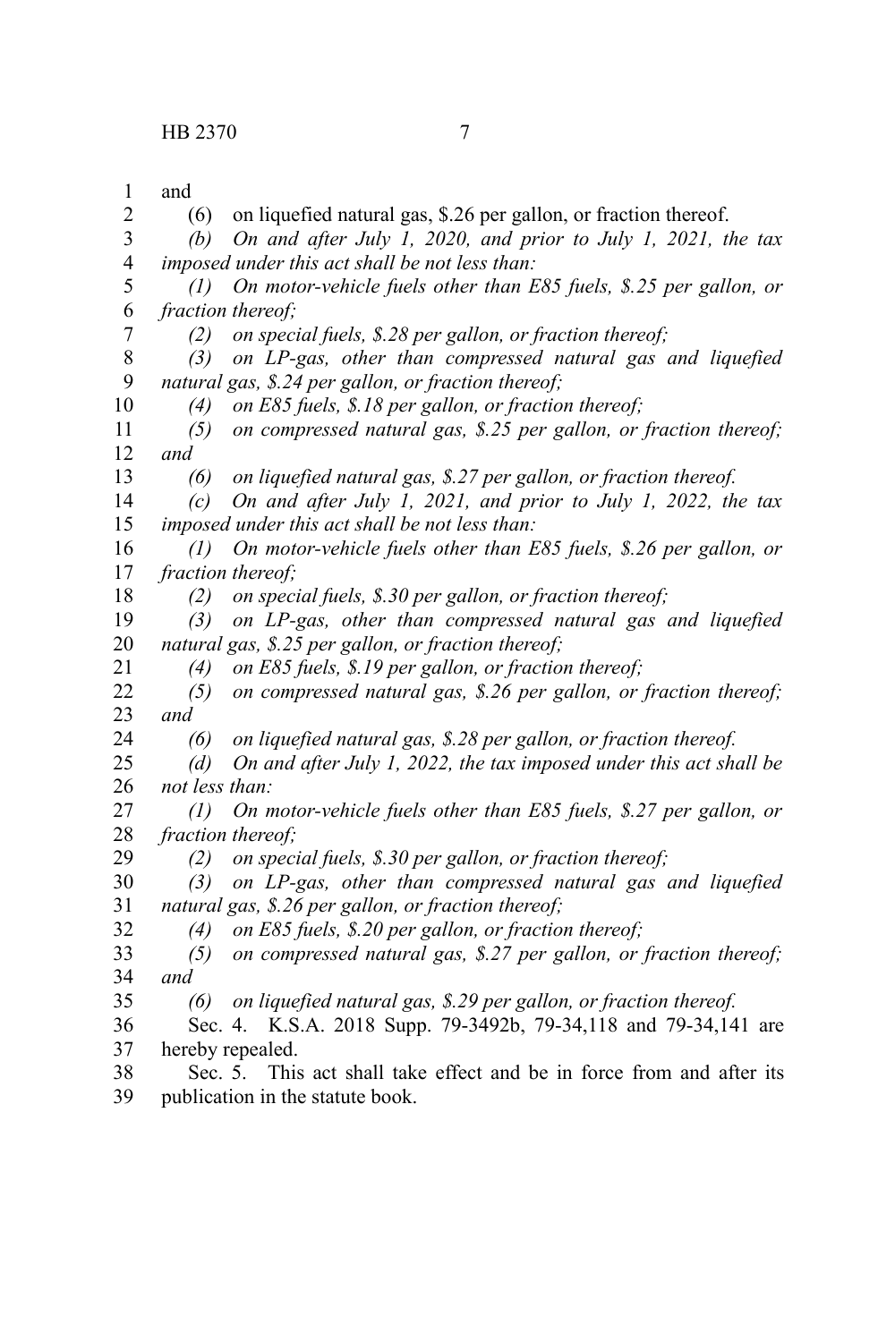and

(6) on liquefied natural gas, $.26 per gallon, or fraction thereof.

*(b) On and after July 1, 2020, and prior to July 1, 2021, the tax imposed under this act shall be not less than:*

*(1) On motor-vehicle fuels other than E85 fuels, $.25 per gallon, or fraction thereof;*

*(2) on special fuels, $.28 per gallon, or fraction thereof;*

*(3) on LP-gas, other than compressed natural gas and liquefied natural gas, $.24 per gallon, or fraction thereof;*

*(4) on E85 fuels, $.18 per gallon, or fraction thereof;*

*(5) on compressed natural gas, $.25 per gallon, or fraction thereof; and*

*(6) on liquefied natural gas, $.27 per gallon, or fraction thereof.*

*(c) On and after July 1, 2021, and prior to July 1, 2022, the tax imposed under this act shall be not less than:*

*(1) On motor-vehicle fuels other than E85 fuels, $.26 per gallon, or fraction thereof;*

*(2) on special fuels, $.30 per gallon, or fraction thereof;*

*(3) on LP-gas, other than compressed natural gas and liquefied natural gas, $.25 per gallon, or fraction thereof;*

*(4) on E85 fuels, $.19 per gallon, or fraction thereof;*

*(5) on compressed natural gas, $.26 per gallon, or fraction thereof; and*

*(6) on liquefied natural gas, $.28 per gallon, or fraction thereof.*

*(d) On and after July 1, 2022, the tax imposed under this act shall be not less than:*

*(1) On motor-vehicle fuels other than E85 fuels, $.27 per gallon, or fraction thereof;*

*(2) on special fuels, $.30 per gallon, or fraction thereof;*

*(3) on LP-gas, other than compressed natural gas and liquefied natural gas, $.26 per gallon, or fraction thereof;*

*(4) on E85 fuels, $.20 per gallon, or fraction thereof;*

*(5) on compressed natural gas, $.27 per gallon, or fraction thereof; and*

*(6) on liquefied natural gas, $.29 per gallon, or fraction thereof.*

Sec. 4. K.S.A. 2018 Supp. 79-3492b, 79-34,118 and 79-34,141 are hereby repealed.

Sec. 5. This act shall take effect and be in force from and after its publication in the statute book.